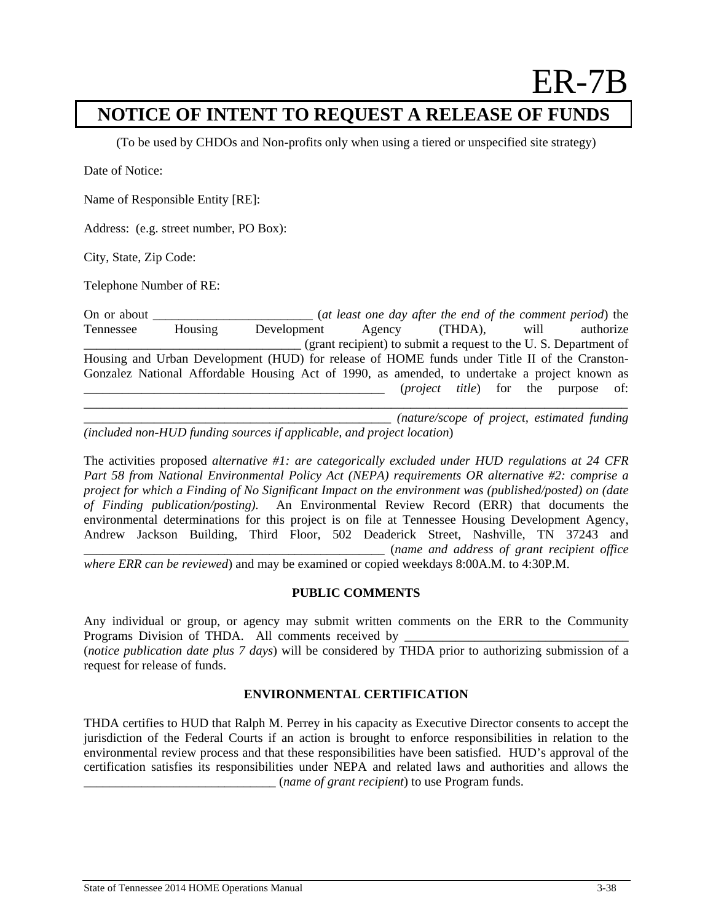ER-7B

# NOTICE OF INTENT TO REQUEST A RELEASE OF FUNDS

(To be used by CHDOs and Non-profits only when using a tiered or unspecified site strategy)

Date of Notice:

Name of Responsible Entity [RE]:

Address: (e.g. street number, PO Box):

City, State, Zip Code:

Telephone Number of RE:

On or about _________________________ (*at least one day after the end of the comment period*) the Tennessee Housing Development Agency (THDA), will authorize _________________________________ (grant recipient) to submit a request to the U. S. Department of Housing and Urban Development (HUD) for release of HOME funds under Title II of the Cranston-Gonzalez National Affordable Housing Act of 1990, as amended, to undertake a project known as _________________________________________________ (*project title*) for the purpose of: ________________________________________________________________________________________________ __________________________________________________ *(nature/scope of project, estimated funding (included non-HUD funding sources if applicable, and project location*)

The activities proposed *alternative #1: are categorically excluded under HUD regulations at 24 CFR Part 58 from National Environmental Policy Act (NEPA) requirements OR alternative #2: comprise a project for which a Finding of No Significant Impact on the environment was (published/posted) on (date of Finding publication/posting).* An Environmental Review Record (ERR) that documents the environmental determinations for this project is on file at Tennessee Housing Development Agency, Andrew Jackson Building, Third Floor, 502 Deaderick Street, Nashville, TN 37243 and _________________________________________________ (*name and address of grant recipient office where ERR can be reviewed*) and may be examined or copied weekdays 8:00A.M. to 4:30P.M.

**PUBLIC COMMENTS**

Any individual or group, or agency may submit written comments on the ERR to the Community Programs Division of THDA. All comments received by ___________________________________ (*notice publication date plus 7 days*) will be considered by THDA prior to authorizing submission of a request for release of funds.

**ENVIRONMENTAL CERTIFICATION**

THDA certifies to HUD that Ralph M. Perrey in his capacity as Executive Director consents to accept the jurisdiction of the Federal Courts if an action is brought to enforce responsibilities in relation to the environmental review process and that these responsibilities have been satisfied. HUD's approval of the certification satisfies its responsibilities under NEPA and related laws and authorities and allows the _______________________________ (*name of grant recipient*) to use Program funds.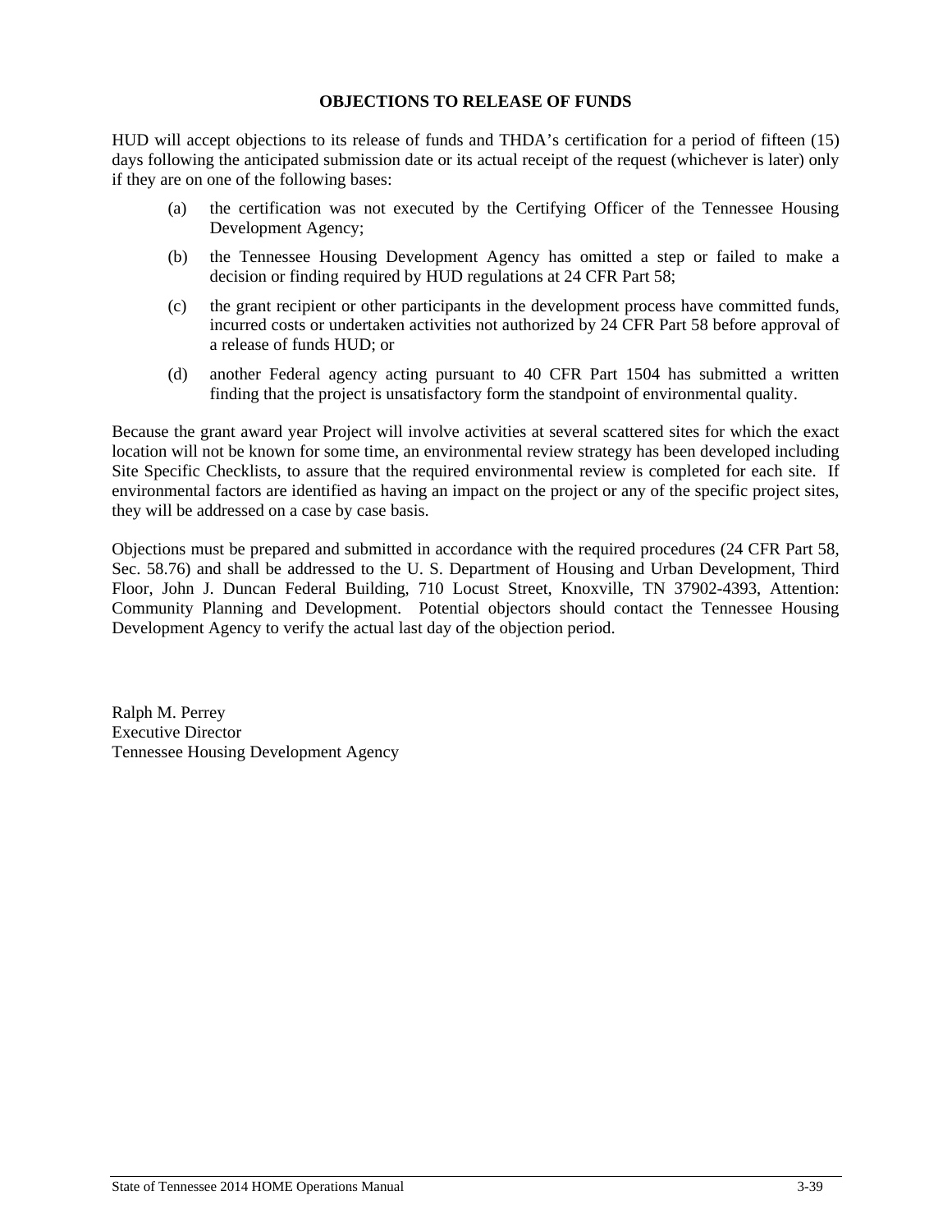**OBJECTIONS TO RELEASE OF FUNDS**

HUD will accept objections to its release of funds and THDA's certification for a period of fifteen (15) days following the anticipated submission date or its actual receipt of the request (whichever is later) only if they are on one of the following bases:

(a) the certification was not executed by the Certifying Officer of the Tennessee Housing Development Agency;

(b) the Tennessee Housing Development Agency has omitted a step or failed to make a decision or finding required by HUD regulations at 24 CFR Part 58;

(c) the grant recipient or other participants in the development process have committed funds, incurred costs or undertaken activities not authorized by 24 CFR Part 58 before approval of a release of funds HUD; or

(d) another Federal agency acting pursuant to 40 CFR Part 1504 has submitted a written finding that the project is unsatisfactory form the standpoint of environmental quality.

Because the grant award year Project will involve activities at several scattered sites for which the exact location will not be known for some time, an environmental review strategy has been developed including Site Specific Checklists, to assure that the required environmental review is completed for each site. If environmental factors are identified as having an impact on the project or any of the specific project sites, they will be addressed on a case by case basis.

Objections must be prepared and submitted in accordance with the required procedures (24 CFR Part 58, Sec. 58.76) and shall be addressed to the U. S. Department of Housing and Urban Development, Third Floor, John J. Duncan Federal Building, 710 Locust Street, Knoxville, TN 37902-4393, Attention: Community Planning and Development. Potential objectors should contact the Tennessee Housing Development Agency to verify the actual last day of the objection period.

Ralph M. Perrey
Executive Director
Tennessee Housing Development Agency